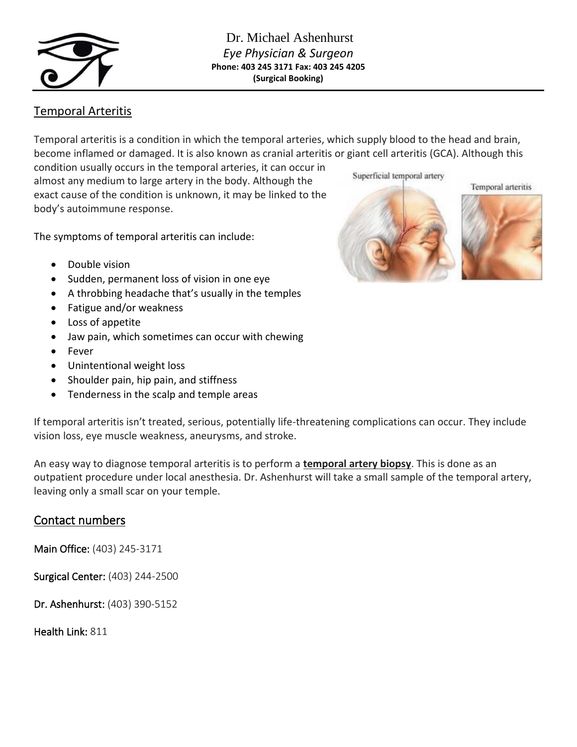Dr. Michael Ashenhurst

*Eye Physician & Surgeon*

**Phone: 403 245 3171 Fax: 403 245 4205**

**(Surgical Booking)**

## Temporal Arteritis

Temporal arteritis is a condition in which the temporal arteries, which supply blood to the head and brain, become inflamed or damaged. It is also known as cranial arteritis or giant cell arteritis (GCA). Although this condition usually occurs in the temporal arteries, it can occur in almost any medium to large artery in the body. Although the exact cause of the condition is unknown, it may be linked to the body's autoimmune response.

Superficial temporal artery

Temporal arteritis

The symptoms of temporal arteritis can include:

- Double vision
- Sudden, permanent loss of vision in one eye
- A throbbing headache that's usually in the temples
- Fatigue and/or weakness
- Loss of appetite
- Jaw pain, which sometimes can occur with chewing
- Fever
- Unintentional weight loss
- Shoulder pain, hip pain, and stiffness
- Tenderness in the scalp and temple areas

If temporal arteritis isn't treated, serious, potentially life-threatening complications can occur. They include vision loss, eye muscle weakness, aneurysms, and stroke.

An easy way to diagnose temporal arteritis is to perform a **temporal artery biopsy**. This is done as an outpatient procedure under local anesthesia. Dr. Ashenhurst will take a small sample of the temporal artery, leaving only a small scar on your temple.

## Contact numbers

Main Office: (403) 245-3171

Surgical Center: (403) 244-2500

Dr. Ashenhurst: (403) 390-5152

Health Link: 811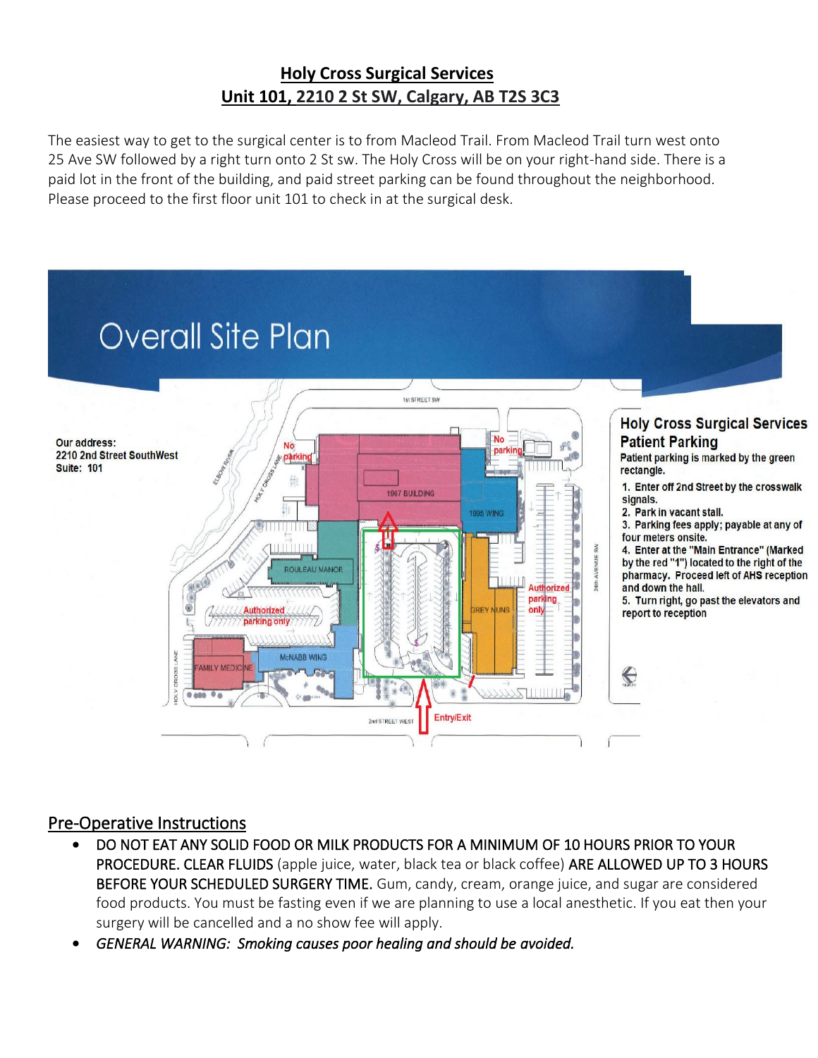## Holy Cross Surgical Services
## Unit 101, 2210 2 St SW, Calgary, AB T2S 3C3

The easiest way to get to the surgical center is to from Macleod Trail. From Macleod Trail turn west onto 25 Ave SW followed by a right turn onto 2 St sw. The Holy Cross will be on your right-hand side. There is a paid lot in the front of the building, and paid street parking can be found throughout the neighborhood. Please proceed to the first floor unit 101 to check in at the surgical desk.

Overall Site Plan

Our address:
2210 2nd Street SouthWest
Suite: 101

1st STREET SW
ELBOW RIVER
HOLY CROSS LANE
No parking
No parking
1967 BUILDING
1995 WING
ROULEAU MANOR
Authorized parking only
Authorized parking only
GREY NUNS
McNABB WING
FAMILY MEDICINE
24th AVENUE SW
2nd STREET WEST
Entry/Exit
NORTH

**Holy Cross Surgical Services Patient Parking**

Patient parking is marked by the green rectangle.

1. Enter off 2nd Street by the crosswalk signals.
2. Park in vacant stall.
3. Parking fees apply; payable at any of four meters onsite.
4. Enter at the "Main Entrance" (Marked by the red "1") located to the right of the pharmacy. Proceed left of AHS reception and down the hall.
5. Turn right, go past the elevators and report to reception

## Pre-Operative Instructions

- DO NOT EAT ANY SOLID FOOD OR MILK PRODUCTS FOR A MINIMUM OF 10 HOURS PRIOR TO YOUR PROCEDURE. CLEAR FLUIDS (apple juice, water, black tea or black coffee) ARE ALLOWED UP TO 3 HOURS BEFORE YOUR SCHEDULED SURGERY TIME. Gum, candy, cream, orange juice, and sugar are considered food products. You must be fasting even if we are planning to use a local anesthetic. If you eat then your surgery will be cancelled and a no show fee will apply.
- *GENERAL WARNING: Smoking causes poor healing and should be avoided.*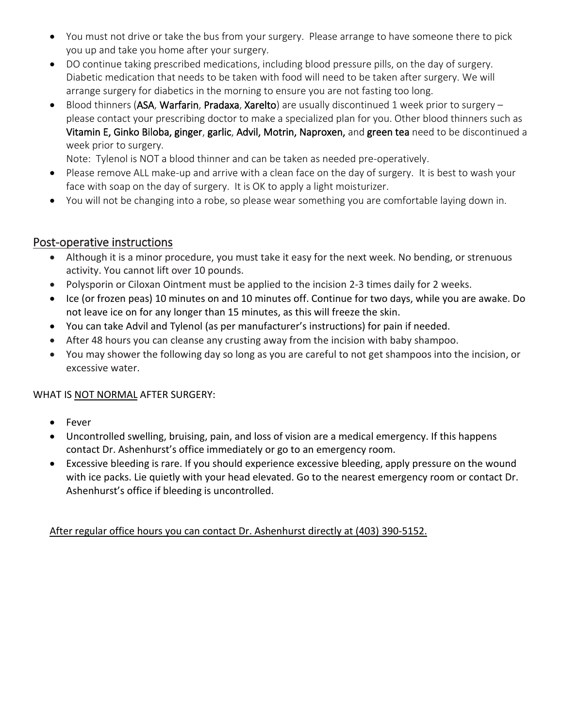- You must not drive or take the bus from your surgery. Please arrange to have someone there to pick you up and take you home after your surgery.
- DO continue taking prescribed medications, including blood pressure pills, on the day of surgery. Diabetic medication that needs to be taken with food will need to be taken after surgery. We will arrange surgery for diabetics in the morning to ensure you are not fasting too long.
- Blood thinners (ASA, Warfarin, Pradaxa, Xarelto) are usually discontinued 1 week prior to surgery – please contact your prescribing doctor to make a specialized plan for you. Other blood thinners such as Vitamin E, Ginko Biloba, ginger, garlic, Advil, Motrin, Naproxen, and green tea need to be discontinued a week prior to surgery.
  Note: Tylenol is NOT a blood thinner and can be taken as needed pre-operatively.
- Please remove ALL make-up and arrive with a clean face on the day of surgery. It is best to wash your face with soap on the day of surgery. It is OK to apply a light moisturizer.
- You will not be changing into a robe, so please wear something you are comfortable laying down in.

## Post-operative instructions

- Although it is a minor procedure, you must take it easy for the next week. No bending, or strenuous activity. You cannot lift over 10 pounds.
- Polysporin or Ciloxan Ointment must be applied to the incision 2-3 times daily for 2 weeks.
- Ice (or frozen peas) 10 minutes on and 10 minutes off. Continue for two days, while you are awake. Do not leave ice on for any longer than 15 minutes, as this will freeze the skin.
- You can take Advil and Tylenol (as per manufacturer's instructions) for pain if needed.
- After 48 hours you can cleanse any crusting away from the incision with baby shampoo.
- You may shower the following day so long as you are careful to not get shampoos into the incision, or excessive water.

WHAT IS NOT NORMAL AFTER SURGERY:

- Fever
- Uncontrolled swelling, bruising, pain, and loss of vision are a medical emergency. If this happens contact Dr. Ashenhurst's office immediately or go to an emergency room.
- Excessive bleeding is rare. If you should experience excessive bleeding, apply pressure on the wound with ice packs. Lie quietly with your head elevated. Go to the nearest emergency room or contact Dr. Ashenhurst's office if bleeding is uncontrolled.

After regular office hours you can contact Dr. Ashenhurst directly at (403) 390-5152.